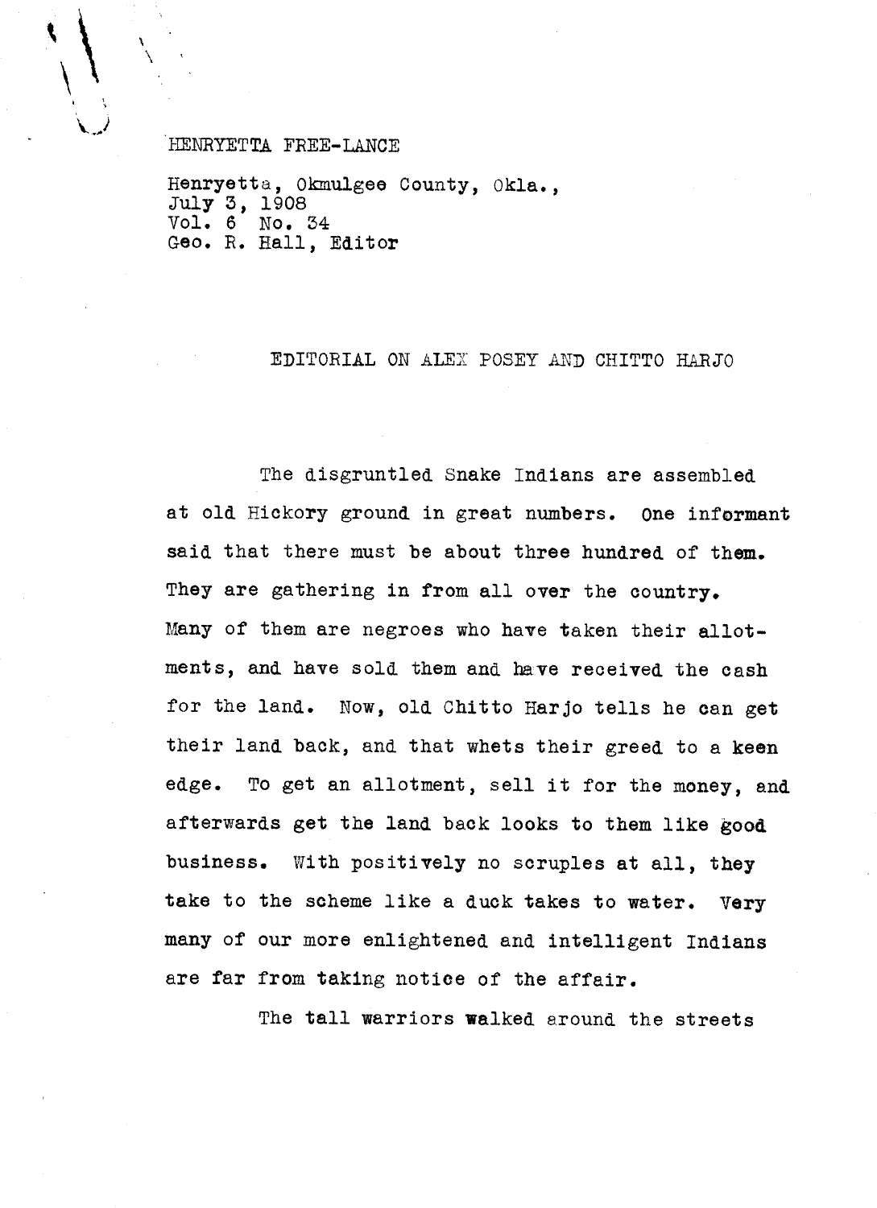HENRYETTA FREE-LANCE

Henryetta, Okmulgee County, Okla.,
July 3, 1908
Vol. 6 No. 34
Geo. R. Hall, Editor

## EDITORIAL ON ALEX POSEY AND CHITTO HARJO

The disgruntled Snake Indians are assembled at old Hickory ground in great numbers. One informant said that there must be about three hundred of them. They are gathering in from all over the country. Many of them are negroes who have taken their allotments, and have sold them and have received the cash for the land. Now, old Chitto Harjo tells he can get their land back, and that whets their greed to a keen edge. To get an allotment, sell it for the money, and afterwards get the land back looks to them like good business. With positively no scruples at all, they take to the scheme like a duck takes to water. Very many of our more enlightened and intelligent Indians are far from taking notice of the affair.

The tall warriors walked around the streets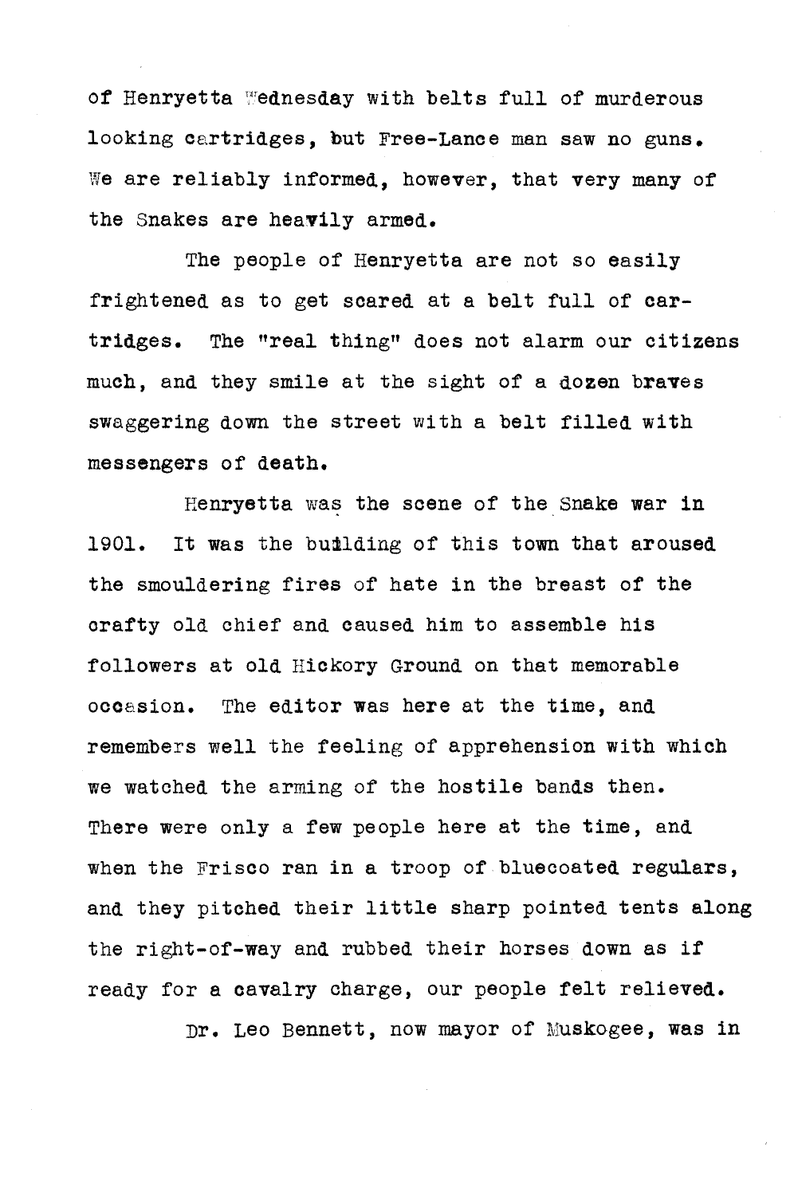of Henryetta Wednesday with belts full of murderous looking cartridges, but Free-Lance man saw no guns. We are reliably informed, however, that very many of the Snakes are heavily armed.

The people of Henryetta are not so easily frightened as to get scared at a belt full of cartridges. The "real thing" does not alarm our citizens much, and they smile at the sight of a dozen braves swaggering down the street with a belt filled with messengers of death.

Henryetta was the scene of the Snake war in 1901. It was the building of this town that aroused the smouldering fires of hate in the breast of the crafty old chief and caused him to assemble his followers at old Hickory Ground on that memorable occasion. The editor was here at the time, and remembers well the feeling of apprehension with which we watched the arming of the hostile bands then. There were only a few people here at the time, and when the Frisco ran in a troop of bluecoated regulars, and they pitched their little sharp pointed tents along the right-of-way and rubbed their horses down as if ready for a cavalry charge, our people felt relieved.

Dr. Leo Bennett, now mayor of Muskogee, was in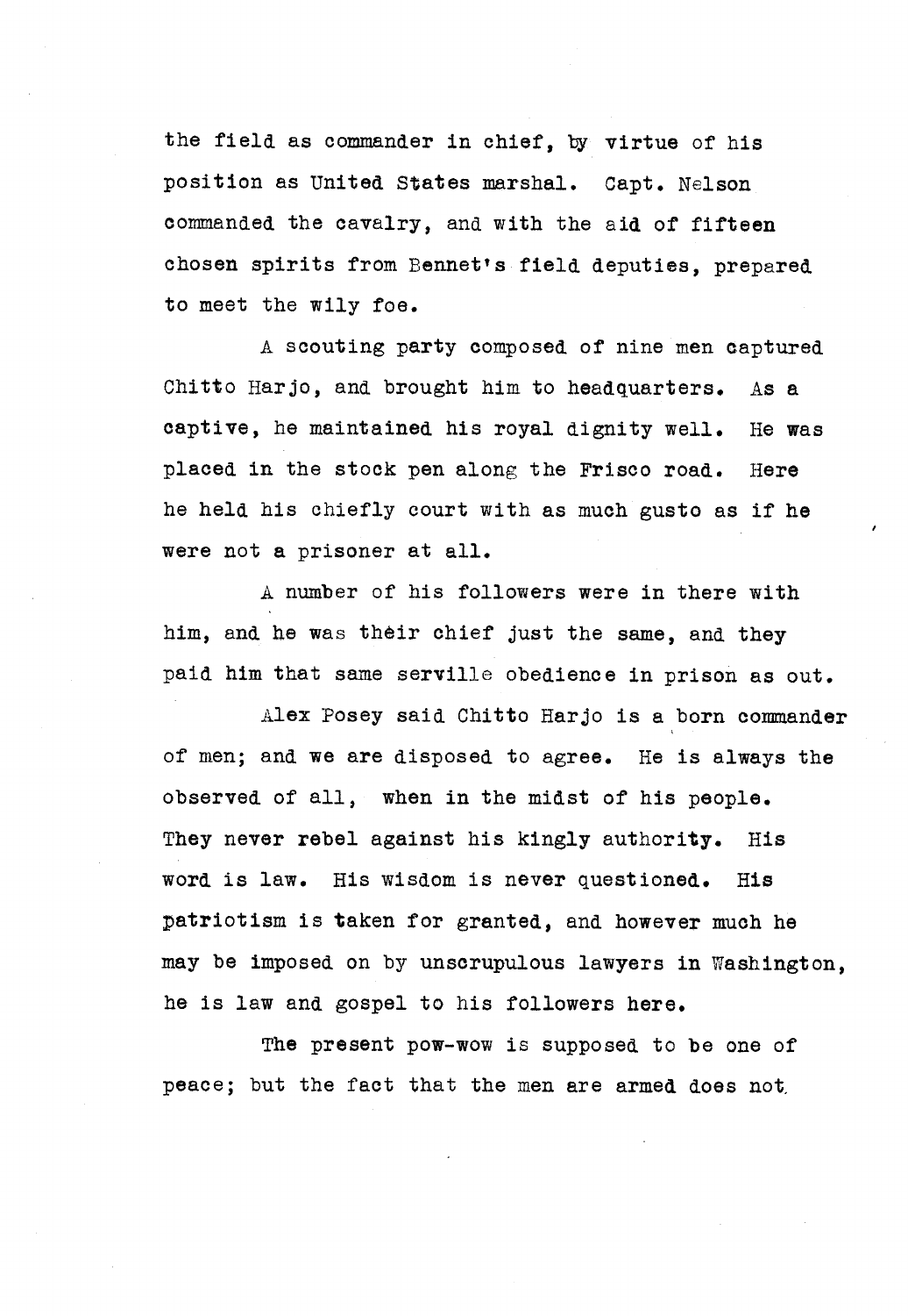the field as commander in chief, by virtue of his position as United States marshal. Capt. Nelson commanded the cavalry, and with the aid of fifteen chosen spirits from Bennet's field deputies, prepared to meet the wily foe.

A scouting party composed of nine men captured Chitto Harjo, and brought him to headquarters. As a captive, he maintained his royal dignity well. He was placed in the stock pen along the Frisco road. Here he held his chiefly court with as much gusto as if he were not a prisoner at all.

A number of his followers were in there with him, and he was their chief just the same, and they paid him that same serville obedience in prison as out.

Alex Posey said Chitto Harjo is a born commander of men; and we are disposed to agree. He is always the observed of all, when in the midst of his people. They never rebel against his kingly authority. His word is law. His wisdom is never questioned. His patriotism is taken for granted, and however much he may be imposed on by unscrupulous lawyers in Washington, he is law and gospel to his followers here.

The present pow-wow is supposed to be one of peace; but the fact that the men are armed does not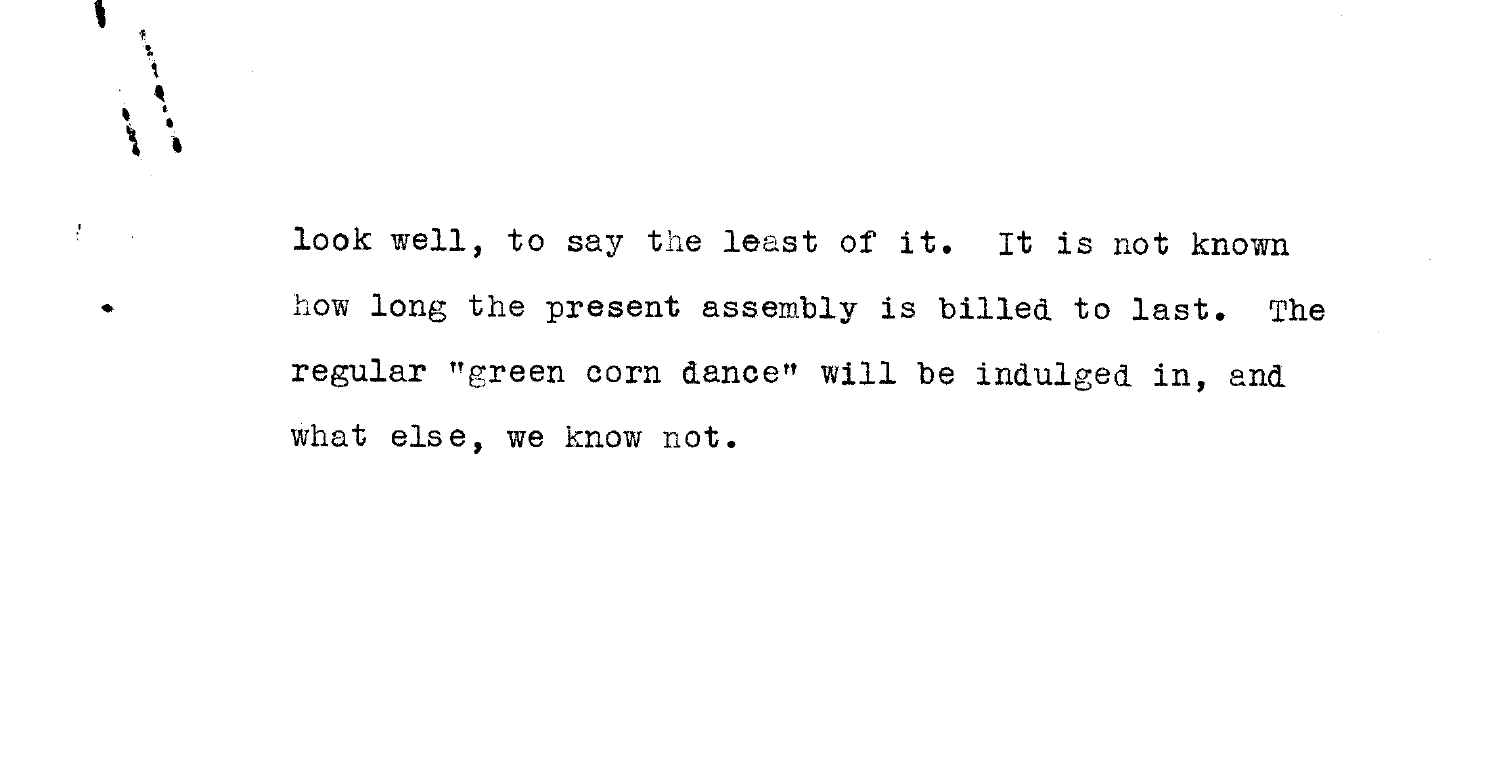look well, to say the least of it. It is not known how long the present assembly is billed to last. The regular "green corn dance" will be indulged in, and what else, we know not.